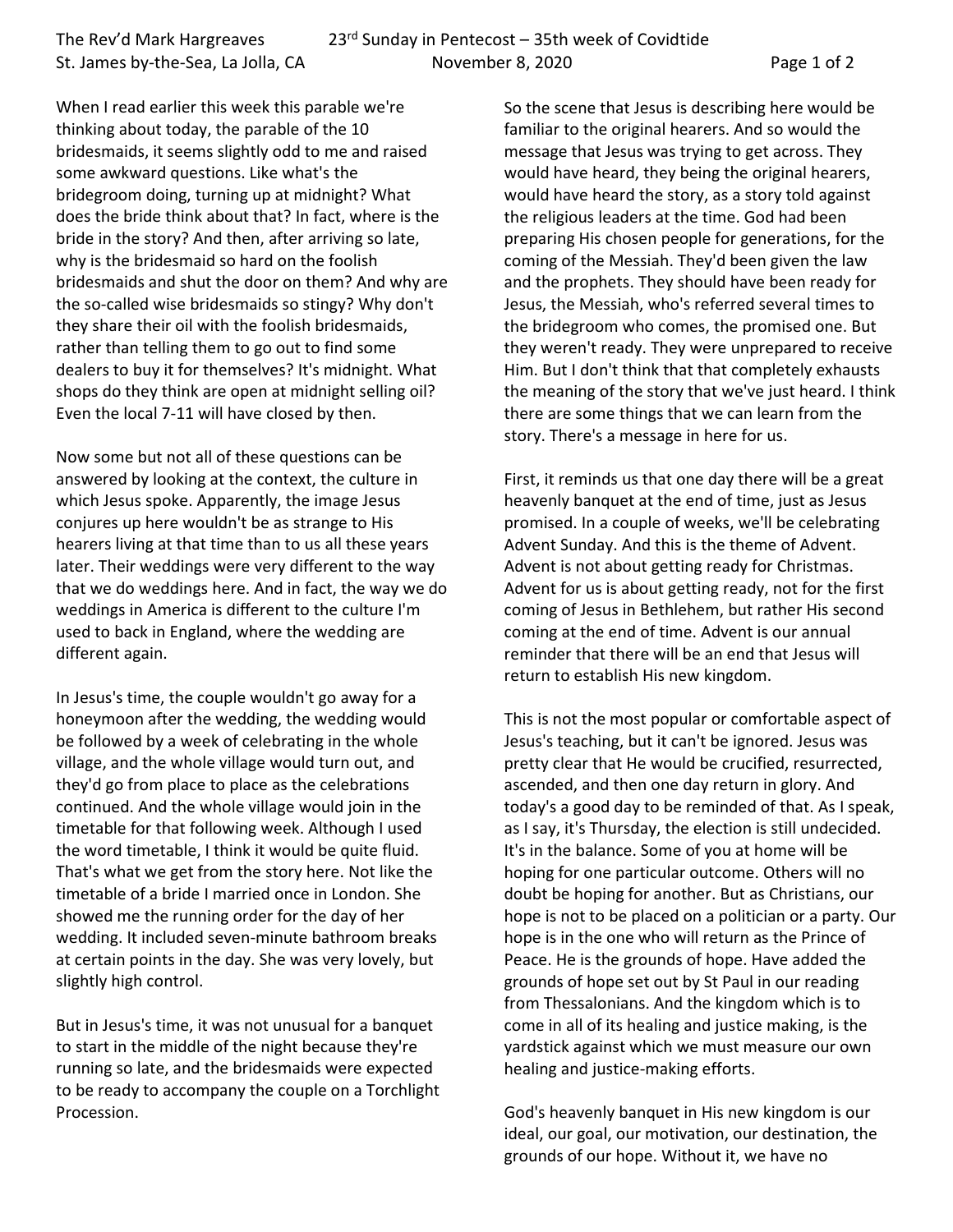When I read earlier this week this parable we're thinking about today, the parable of the 10 bridesmaids, it seems slightly odd to me and raised some awkward questions. Like what's the bridegroom doing, turning up at midnight? What does the bride think about that? In fact, where is the bride in the story? And then, after arriving so late, why is the bridesmaid so hard on the foolish bridesmaids and shut the door on them? And why are the so-called wise bridesmaids so stingy? Why don't they share their oil with the foolish bridesmaids, rather than telling them to go out to find some dealers to buy it for themselves? It's midnight. What shops do they think are open at midnight selling oil? Even the local 7-11 will have closed by then.

Now some but not all of these questions can be answered by looking at the context, the culture in which Jesus spoke. Apparently, the image Jesus conjures up here wouldn't be as strange to His hearers living at that time than to us all these years later. Their weddings were very different to the way that we do weddings here. And in fact, the way we do weddings in America is different to the culture I'm used to back in England, where the wedding are different again.

In Jesus's time, the couple wouldn't go away for a honeymoon after the wedding, the wedding would be followed by a week of celebrating in the whole village, and the whole village would turn out, and they'd go from place to place as the celebrations continued. And the whole village would join in the timetable for that following week. Although I used the word timetable, I think it would be quite fluid. That's what we get from the story here. Not like the timetable of a bride I married once in London. She showed me the running order for the day of her wedding. It included seven-minute bathroom breaks at certain points in the day. She was very lovely, but slightly high control.

But in Jesus's time, it was not unusual for a banquet to start in the middle of the night because they're running so late, and the bridesmaids were expected to be ready to accompany the couple on a Torchlight Procession.

So the scene that Jesus is describing here would be familiar to the original hearers. And so would the message that Jesus was trying to get across. They would have heard, they being the original hearers, would have heard the story, as a story told against the religious leaders at the time. God had been preparing His chosen people for generations, for the coming of the Messiah. They'd been given the law and the prophets. They should have been ready for Jesus, the Messiah, who's referred several times to the bridegroom who comes, the promised one. But they weren't ready. They were unprepared to receive Him. But I don't think that that completely exhausts the meaning of the story that we've just heard. I think there are some things that we can learn from the story. There's a message in here for us.

First, it reminds us that one day there will be a great heavenly banquet at the end of time, just as Jesus promised. In a couple of weeks, we'll be celebrating Advent Sunday. And this is the theme of Advent. Advent is not about getting ready for Christmas. Advent for us is about getting ready, not for the first coming of Jesus in Bethlehem, but rather His second coming at the end of time. Advent is our annual reminder that there will be an end that Jesus will return to establish His new kingdom.

This is not the most popular or comfortable aspect of Jesus's teaching, but it can't be ignored. Jesus was pretty clear that He would be crucified, resurrected, ascended, and then one day return in glory. And today's a good day to be reminded of that. As I speak, as I say, it's Thursday, the election is still undecided. It's in the balance. Some of you at home will be hoping for one particular outcome. Others will no doubt be hoping for another. But as Christians, our hope is not to be placed on a politician or a party. Our hope is in the one who will return as the Prince of Peace. He is the grounds of hope. Have added the grounds of hope set out by St Paul in our reading from Thessalonians. And the kingdom which is to come in all of its healing and justice making, is the yardstick against which we must measure our own healing and justice-making efforts.

God's heavenly banquet in His new kingdom is our ideal, our goal, our motivation, our destination, the grounds of our hope. Without it, we have no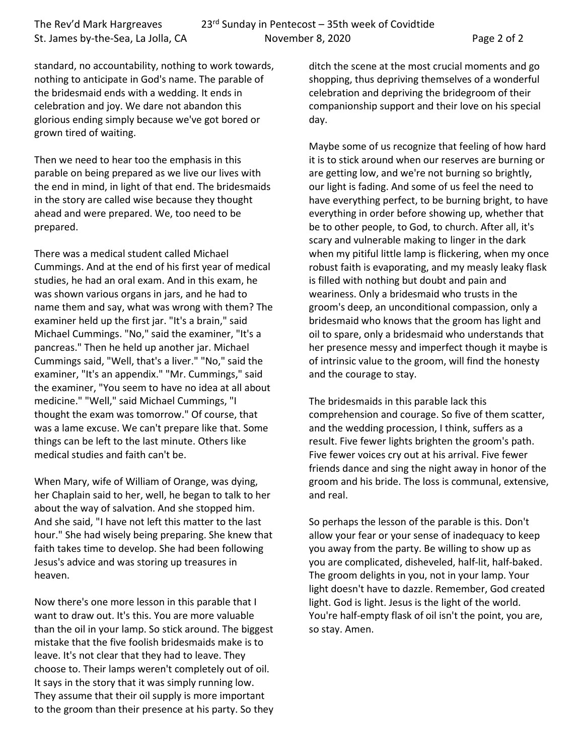standard, no accountability, nothing to work towards, nothing to anticipate in God's name. The parable of the bridesmaid ends with a wedding. It ends in celebration and joy. We dare not abandon this glorious ending simply because we've got bored or grown tired of waiting.

Then we need to hear too the emphasis in this parable on being prepared as we live our lives with the end in mind, in light of that end. The bridesmaids in the story are called wise because they thought ahead and were prepared. We, too need to be prepared.

There was a medical student called Michael Cummings. And at the end of his first year of medical studies, he had an oral exam. And in this exam, he was shown various organs in jars, and he had to name them and say, what was wrong with them? The examiner held up the first jar. "It's a brain," said Michael Cummings. "No," said the examiner, "It's a pancreas." Then he held up another jar. Michael Cummings said, "Well, that's a liver." "No," said the examiner, "It's an appendix." "Mr. Cummings," said the examiner, "You seem to have no idea at all about medicine." "Well," said Michael Cummings, "I thought the exam was tomorrow." Of course, that was a lame excuse. We can't prepare like that. Some things can be left to the last minute. Others like medical studies and faith can't be.

When Mary, wife of William of Orange, was dying, her Chaplain said to her, well, he began to talk to her about the way of salvation. And she stopped him. And she said, "I have not left this matter to the last hour." She had wisely being preparing. She knew that faith takes time to develop. She had been following Jesus's advice and was storing up treasures in heaven.

Now there's one more lesson in this parable that I want to draw out. It's this. You are more valuable than the oil in your lamp. So stick around. The biggest mistake that the five foolish bridesmaids make is to leave. It's not clear that they had to leave. They choose to. Their lamps weren't completely out of oil. It says in the story that it was simply running low. They assume that their oil supply is more important to the groom than their presence at his party. So they ditch the scene at the most crucial moments and go shopping, thus depriving themselves of a wonderful celebration and depriving the bridegroom of their companionship support and their love on his special day.

Maybe some of us recognize that feeling of how hard it is to stick around when our reserves are burning or are getting low, and we're not burning so brightly, our light is fading. And some of us feel the need to have everything perfect, to be burning bright, to have everything in order before showing up, whether that be to other people, to God, to church. After all, it's scary and vulnerable making to linger in the dark when my pitiful little lamp is flickering, when my once robust faith is evaporating, and my measly leaky flask is filled with nothing but doubt and pain and weariness. Only a bridesmaid who trusts in the groom's deep, an unconditional compassion, only a bridesmaid who knows that the groom has light and oil to spare, only a bridesmaid who understands that her presence messy and imperfect though it maybe is of intrinsic value to the groom, will find the honesty and the courage to stay.

The bridesmaids in this parable lack this comprehension and courage. So five of them scatter, and the wedding procession, I think, suffers as a result. Five fewer lights brighten the groom's path. Five fewer voices cry out at his arrival. Five fewer friends dance and sing the night away in honor of the groom and his bride. The loss is communal, extensive, and real.

So perhaps the lesson of the parable is this. Don't allow your fear or your sense of inadequacy to keep you away from the party. Be willing to show up as you are complicated, disheveled, half-lit, half-baked. The groom delights in you, not in your lamp. Your light doesn't have to dazzle. Remember, God created light. God is light. Jesus is the light of the world. You're half-empty flask of oil isn't the point, you are, so stay. Amen.